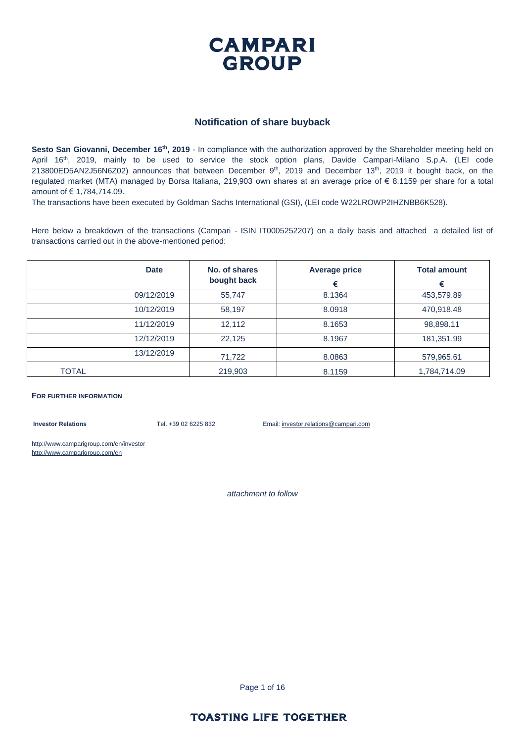# CAMPARI GROUP

## Notification of share buyback

**Sesto San Giovanni, December 16th, 2019** - In compliance with the authorization approved by the Shareholder meeting held on April 16th, 2019, mainly to be used to service the stock option plans, Davide Campari-Milano S.p.A. (LEI code 213800ED5AN2J56N6Z02) announces that between December 9th, 2019 and December 13th, 2019 it bought back, on the regulated market (MTA) managed by Borsa Italiana, 219,903 own shares at an average price of € 8.1159 per share for a total amount of € 1,784,714.09.

The transactions have been executed by Goldman Sachs International (GSI), (LEI code W22LROWP2IHZNBB6K528).

Here below a breakdown of the transactions (Campari - ISIN IT0005252207) on a daily basis and attached a detailed list of transactions carried out in the above-mentioned period:

| | Date | No. of shares bought back | Average price € | Total amount € |
|---|---|---|---|---|
| | 09/12/2019 | 55,747 | 8.1364 | 453,579.89 |
| | 10/12/2019 | 58,197 | 8.0918 | 470,918.48 |
| | 11/12/2019 | 12,112 | 8.1653 | 98,898.11 |
| | 12/12/2019 | 22,125 | 8.1967 | 181,351.99 |
| | 13/12/2019 | 71,722 | 8.0863 | 579,965.61 |
| TOTAL | | 219,903 | 8.1159 | 1,784,714.09 |

**FOR FURTHER INFORMATION**

**Investor Relations** Tel. +39 02 6225 832 Email: investor.relations@campari.com

http://www.camparigroup.com/en/investor
http://www.camparigroup.com/en

*attachment to follow*

**TOASTING LIFE TOGETHER**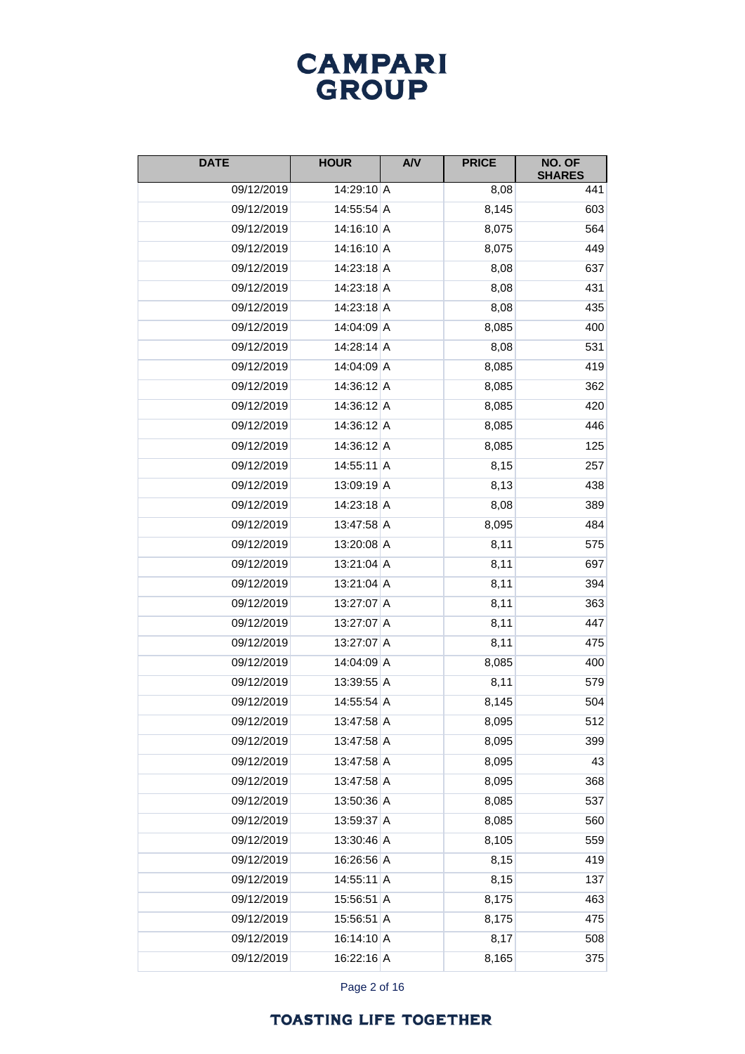| DATE | HOUR | A/V | PRICE | NO. OF SHARES |
|---|---|---|---|---|
| 09/12/2019 | 14:29:10 | A | 8,08 | 441 |
| 09/12/2019 | 14:55:54 | A | 8,145 | 603 |
| 09/12/2019 | 14:16:10 | A | 8,075 | 564 |
| 09/12/2019 | 14:16:10 | A | 8,075 | 449 |
| 09/12/2019 | 14:23:18 | A | 8,08 | 637 |
| 09/12/2019 | 14:23:18 | A | 8,08 | 431 |
| 09/12/2019 | 14:23:18 | A | 8,08 | 435 |
| 09/12/2019 | 14:04:09 | A | 8,085 | 400 |
| 09/12/2019 | 14:28:14 | A | 8,08 | 531 |
| 09/12/2019 | 14:04:09 | A | 8,085 | 419 |
| 09/12/2019 | 14:36:12 | A | 8,085 | 362 |
| 09/12/2019 | 14:36:12 | A | 8,085 | 420 |
| 09/12/2019 | 14:36:12 | A | 8,085 | 446 |
| 09/12/2019 | 14:36:12 | A | 8,085 | 125 |
| 09/12/2019 | 14:55:11 | A | 8,15 | 257 |
| 09/12/2019 | 13:09:19 | A | 8,13 | 438 |
| 09/12/2019 | 14:23:18 | A | 8,08 | 389 |
| 09/12/2019 | 13:47:58 | A | 8,095 | 484 |
| 09/12/2019 | 13:20:08 | A | 8,11 | 575 |
| 09/12/2019 | 13:21:04 | A | 8,11 | 697 |
| 09/12/2019 | 13:21:04 | A | 8,11 | 394 |
| 09/12/2019 | 13:27:07 | A | 8,11 | 363 |
| 09/12/2019 | 13:27:07 | A | 8,11 | 447 |
| 09/12/2019 | 13:27:07 | A | 8,11 | 475 |
| 09/12/2019 | 14:04:09 | A | 8,085 | 400 |
| 09/12/2019 | 13:39:55 | A | 8,11 | 579 |
| 09/12/2019 | 14:55:54 | A | 8,145 | 504 |
| 09/12/2019 | 13:47:58 | A | 8,095 | 512 |
| 09/12/2019 | 13:47:58 | A | 8,095 | 399 |
| 09/12/2019 | 13:47:58 | A | 8,095 | 43 |
| 09/12/2019 | 13:47:58 | A | 8,095 | 368 |
| 09/12/2019 | 13:50:36 | A | 8,085 | 537 |
| 09/12/2019 | 13:59:37 | A | 8,085 | 560 |
| 09/12/2019 | 13:30:46 | A | 8,105 | 559 |
| 09/12/2019 | 16:26:56 | A | 8,15 | 419 |
| 09/12/2019 | 14:55:11 | A | 8,15 | 137 |
| 09/12/2019 | 15:56:51 | A | 8,175 | 463 |
| 09/12/2019 | 15:56:51 | A | 8,175 | 475 |
| 09/12/2019 | 16:14:10 | A | 8,17 | 508 |
| 09/12/2019 | 16:22:16 | A | 8,165 | 375 |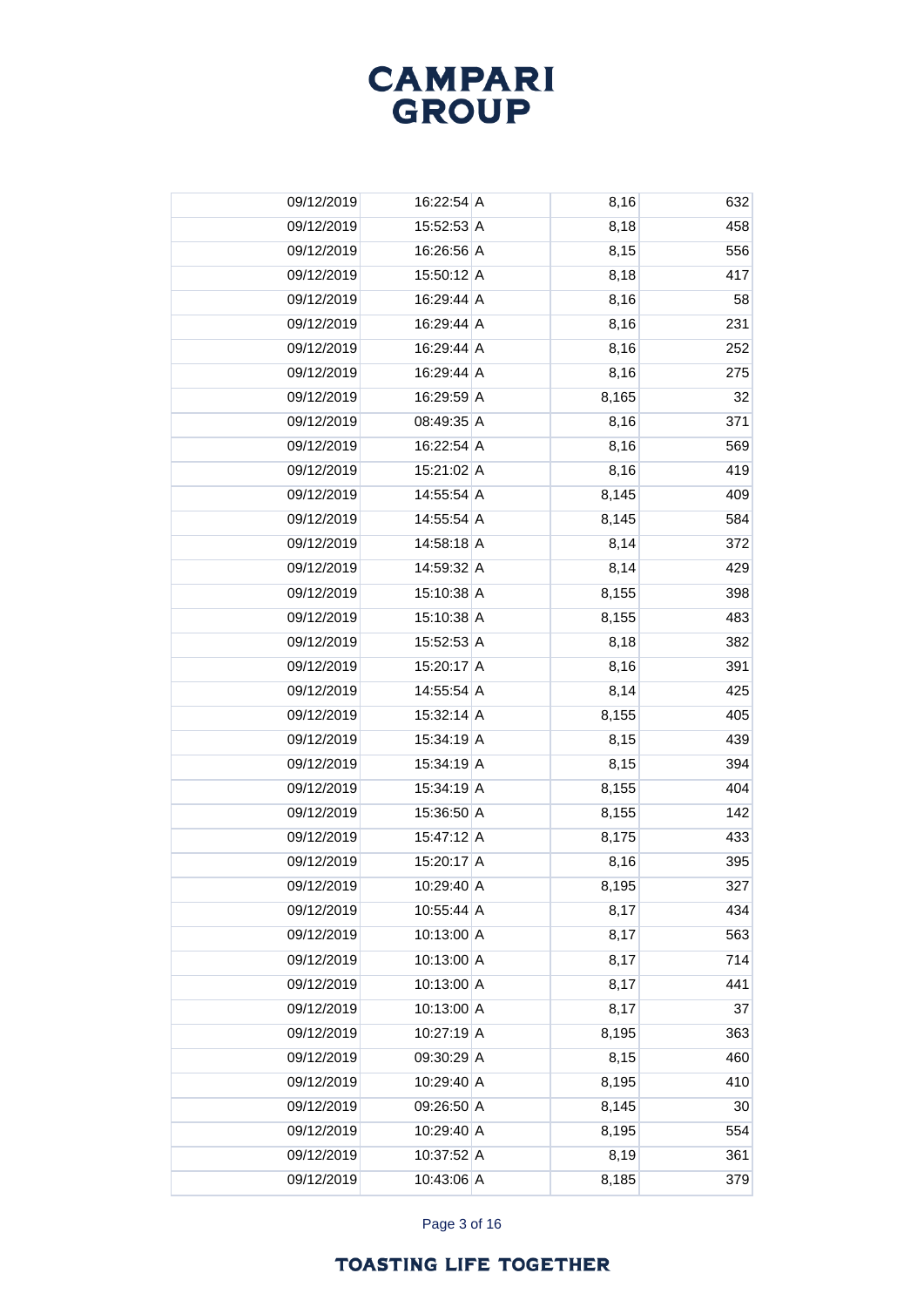| | | | | | |
|---|---|---|---|---|---|
| | 09/12/2019 | 16:22:54 | A | 8,16 | 632 |
| | 09/12/2019 | 15:52:53 | A | 8,18 | 458 |
| | 09/12/2019 | 16:26:56 | A | 8,15 | 556 |
| | 09/12/2019 | 15:50:12 | A | 8,18 | 417 |
| | 09/12/2019 | 16:29:44 | A | 8,16 | 58 |
| | 09/12/2019 | 16:29:44 | A | 8,16 | 231 |
| | 09/12/2019 | 16:29:44 | A | 8,16 | 252 |
| | 09/12/2019 | 16:29:44 | A | 8,16 | 275 |
| | 09/12/2019 | 16:29:59 | A | 8,165 | 32 |
| | 09/12/2019 | 08:49:35 | A | 8,16 | 371 |
| | 09/12/2019 | 16:22:54 | A | 8,16 | 569 |
| | 09/12/2019 | 15:21:02 | A | 8,16 | 419 |
| | 09/12/2019 | 14:55:54 | A | 8,145 | 409 |
| | 09/12/2019 | 14:55:54 | A | 8,145 | 584 |
| | 09/12/2019 | 14:58:18 | A | 8,14 | 372 |
| | 09/12/2019 | 14:59:32 | A | 8,14 | 429 |
| | 09/12/2019 | 15:10:38 | A | 8,155 | 398 |
| | 09/12/2019 | 15:10:38 | A | 8,155 | 483 |
| | 09/12/2019 | 15:52:53 | A | 8,18 | 382 |
| | 09/12/2019 | 15:20:17 | A | 8,16 | 391 |
| | 09/12/2019 | 14:55:54 | A | 8,14 | 425 |
| | 09/12/2019 | 15:32:14 | A | 8,155 | 405 |
| | 09/12/2019 | 15:34:19 | A | 8,15 | 439 |
| | 09/12/2019 | 15:34:19 | A | 8,15 | 394 |
| | 09/12/2019 | 15:34:19 | A | 8,155 | 404 |
| | 09/12/2019 | 15:36:50 | A | 8,155 | 142 |
| | 09/12/2019 | 15:47:12 | A | 8,175 | 433 |
| | 09/12/2019 | 15:20:17 | A | 8,16 | 395 |
| | 09/12/2019 | 10:29:40 | A | 8,195 | 327 |
| | 09/12/2019 | 10:55:44 | A | 8,17 | 434 |
| | 09/12/2019 | 10:13:00 | A | 8,17 | 563 |
| | 09/12/2019 | 10:13:00 | A | 8,17 | 714 |
| | 09/12/2019 | 10:13:00 | A | 8,17 | 441 |
| | 09/12/2019 | 10:13:00 | A | 8,17 | 37 |
| | 09/12/2019 | 10:27:19 | A | 8,195 | 363 |
| | 09/12/2019 | 09:30:29 | A | 8,15 | 460 |
| | 09/12/2019 | 10:29:40 | A | 8,195 | 410 |
| | 09/12/2019 | 09:26:50 | A | 8,145 | 30 |
| | 09/12/2019 | 10:29:40 | A | 8,195 | 554 |
| | 09/12/2019 | 10:37:52 | A | 8,19 | 361 |
| | 09/12/2019 | 10:43:06 | A | 8,185 | 379 |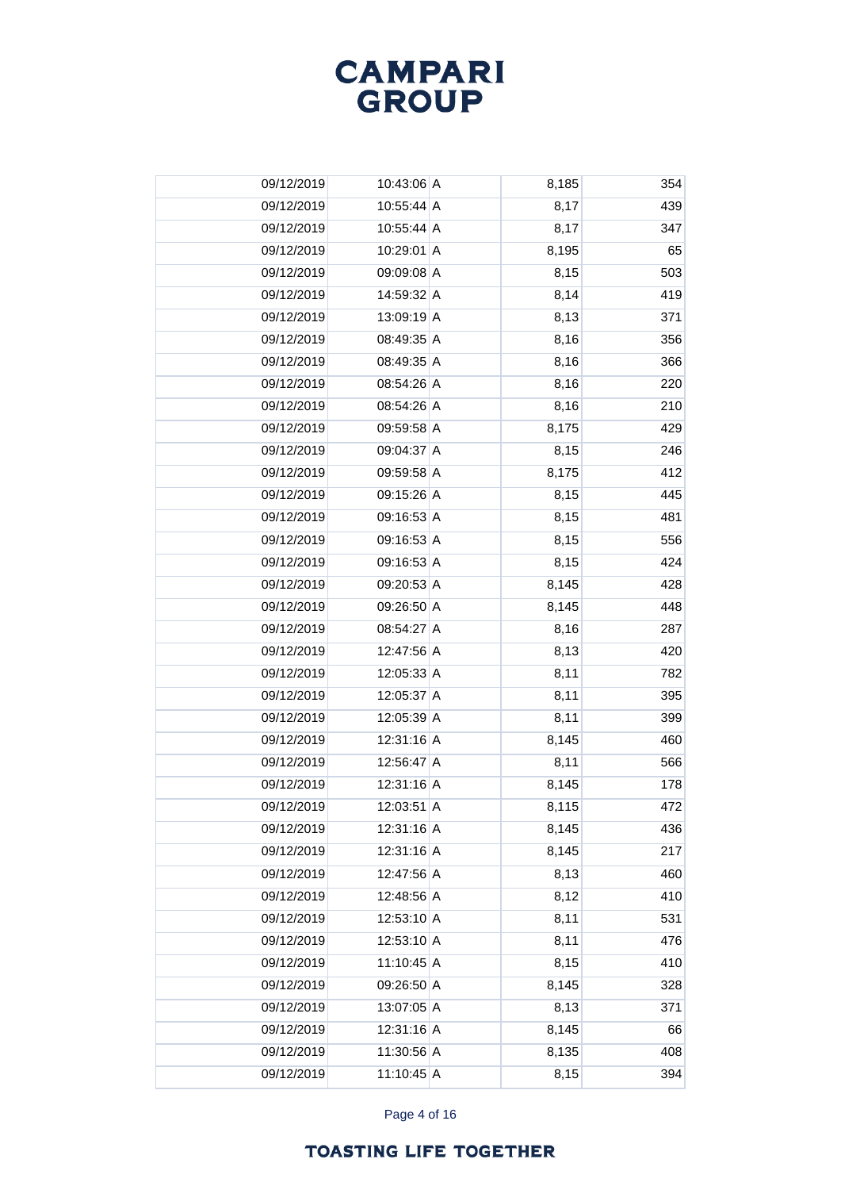# CAMPARI GROUP

| | | | | |
|---|---|---|---|---|
| 09/12/2019 | 10:43:06 | A | 8,185 | 354 |
| 09/12/2019 | 10:55:44 | A | 8,17 | 439 |
| 09/12/2019 | 10:55:44 | A | 8,17 | 347 |
| 09/12/2019 | 10:29:01 | A | 8,195 | 65 |
| 09/12/2019 | 09:09:08 | A | 8,15 | 503 |
| 09/12/2019 | 14:59:32 | A | 8,14 | 419 |
| 09/12/2019 | 13:09:19 | A | 8,13 | 371 |
| 09/12/2019 | 08:49:35 | A | 8,16 | 356 |
| 09/12/2019 | 08:49:35 | A | 8,16 | 366 |
| 09/12/2019 | 08:54:26 | A | 8,16 | 220 |
| 09/12/2019 | 08:54:26 | A | 8,16 | 210 |
| 09/12/2019 | 09:59:58 | A | 8,175 | 429 |
| 09/12/2019 | 09:04:37 | A | 8,15 | 246 |
| 09/12/2019 | 09:59:58 | A | 8,175 | 412 |
| 09/12/2019 | 09:15:26 | A | 8,15 | 445 |
| 09/12/2019 | 09:16:53 | A | 8,15 | 481 |
| 09/12/2019 | 09:16:53 | A | 8,15 | 556 |
| 09/12/2019 | 09:16:53 | A | 8,15 | 424 |
| 09/12/2019 | 09:20:53 | A | 8,145 | 428 |
| 09/12/2019 | 09:26:50 | A | 8,145 | 448 |
| 09/12/2019 | 08:54:27 | A | 8,16 | 287 |
| 09/12/2019 | 12:47:56 | A | 8,13 | 420 |
| 09/12/2019 | 12:05:33 | A | 8,11 | 782 |
| 09/12/2019 | 12:05:37 | A | 8,11 | 395 |
| 09/12/2019 | 12:05:39 | A | 8,11 | 399 |
| 09/12/2019 | 12:31:16 | A | 8,145 | 460 |
| 09/12/2019 | 12:56:47 | A | 8,11 | 566 |
| 09/12/2019 | 12:31:16 | A | 8,145 | 178 |
| 09/12/2019 | 12:03:51 | A | 8,115 | 472 |
| 09/12/2019 | 12:31:16 | A | 8,145 | 436 |
| 09/12/2019 | 12:31:16 | A | 8,145 | 217 |
| 09/12/2019 | 12:47:56 | A | 8,13 | 460 |
| 09/12/2019 | 12:48:56 | A | 8,12 | 410 |
| 09/12/2019 | 12:53:10 | A | 8,11 | 531 |
| 09/12/2019 | 12:53:10 | A | 8,11 | 476 |
| 09/12/2019 | 11:10:45 | A | 8,15 | 410 |
| 09/12/2019 | 09:26:50 | A | 8,145 | 328 |
| 09/12/2019 | 13:07:05 | A | 8,13 | 371 |
| 09/12/2019 | 12:31:16 | A | 8,145 | 66 |
| 09/12/2019 | 11:30:56 | A | 8,135 | 408 |
| 09/12/2019 | 11:10:45 | A | 8,15 | 394 |

TOASTING LIFE TOGETHER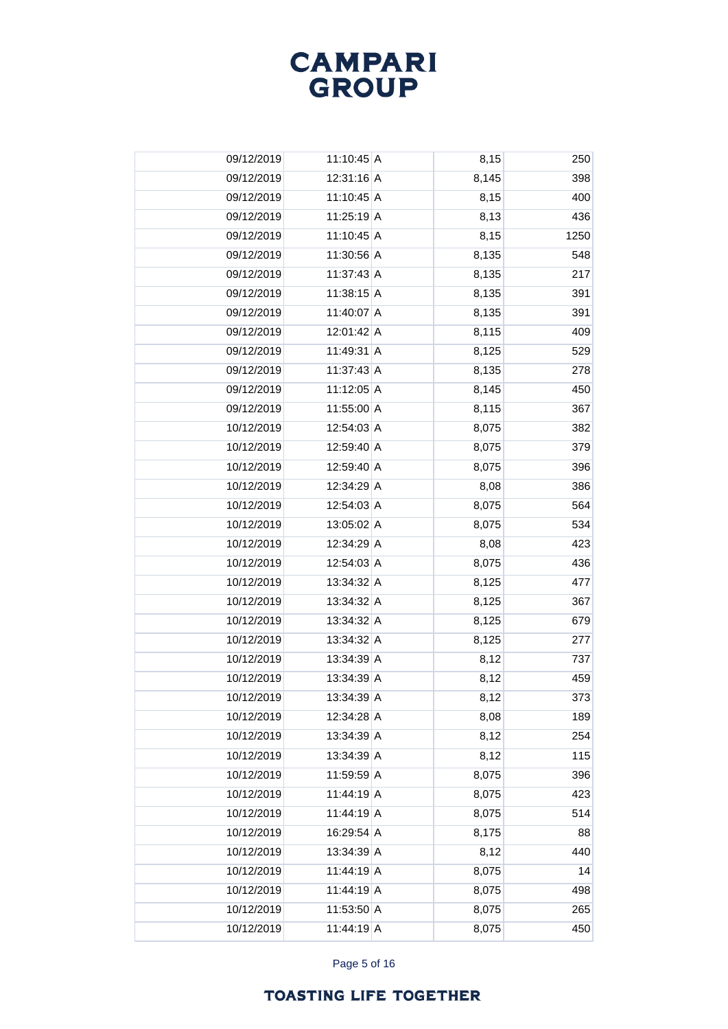| | | | | | |
|---|---|---|---|---|---|
| | 09/12/2019 | 11:10:45 | A | 8,15 | 250 |
| | 09/12/2019 | 12:31:16 | A | 8,145 | 398 |
| | 09/12/2019 | 11:10:45 | A | 8,15 | 400 |
| | 09/12/2019 | 11:25:19 | A | 8,13 | 436 |
| | 09/12/2019 | 11:10:45 | A | 8,15 | 1250 |
| | 09/12/2019 | 11:30:56 | A | 8,135 | 548 |
| | 09/12/2019 | 11:37:43 | A | 8,135 | 217 |
| | 09/12/2019 | 11:38:15 | A | 8,135 | 391 |
| | 09/12/2019 | 11:40:07 | A | 8,135 | 391 |
| | 09/12/2019 | 12:01:42 | A | 8,115 | 409 |
| | 09/12/2019 | 11:49:31 | A | 8,125 | 529 |
| | 09/12/2019 | 11:37:43 | A | 8,135 | 278 |
| | 09/12/2019 | 11:12:05 | A | 8,145 | 450 |
| | 09/12/2019 | 11:55:00 | A | 8,115 | 367 |
| | 10/12/2019 | 12:54:03 | A | 8,075 | 382 |
| | 10/12/2019 | 12:59:40 | A | 8,075 | 379 |
| | 10/12/2019 | 12:59:40 | A | 8,075 | 396 |
| | 10/12/2019 | 12:34:29 | A | 8,08 | 386 |
| | 10/12/2019 | 12:54:03 | A | 8,075 | 564 |
| | 10/12/2019 | 13:05:02 | A | 8,075 | 534 |
| | 10/12/2019 | 12:34:29 | A | 8,08 | 423 |
| | 10/12/2019 | 12:54:03 | A | 8,075 | 436 |
| | 10/12/2019 | 13:34:32 | A | 8,125 | 477 |
| | 10/12/2019 | 13:34:32 | A | 8,125 | 367 |
| | 10/12/2019 | 13:34:32 | A | 8,125 | 679 |
| | 10/12/2019 | 13:34:32 | A | 8,125 | 277 |
| | 10/12/2019 | 13:34:39 | A | 8,12 | 737 |
| | 10/12/2019 | 13:34:39 | A | 8,12 | 459 |
| | 10/12/2019 | 13:34:39 | A | 8,12 | 373 |
| | 10/12/2019 | 12:34:28 | A | 8,08 | 189 |
| | 10/12/2019 | 13:34:39 | A | 8,12 | 254 |
| | 10/12/2019 | 13:34:39 | A | 8,12 | 115 |
| | 10/12/2019 | 11:59:59 | A | 8,075 | 396 |
| | 10/12/2019 | 11:44:19 | A | 8,075 | 423 |
| | 10/12/2019 | 11:44:19 | A | 8,075 | 514 |
| | 10/12/2019 | 16:29:54 | A | 8,175 | 88 |
| | 10/12/2019 | 13:34:39 | A | 8,12 | 440 |
| | 10/12/2019 | 11:44:19 | A | 8,075 | 14 |
| | 10/12/2019 | 11:44:19 | A | 8,075 | 498 |
| | 10/12/2019 | 11:53:50 | A | 8,075 | 265 |
| | 10/12/2019 | 11:44:19 | A | 8,075 | 450 |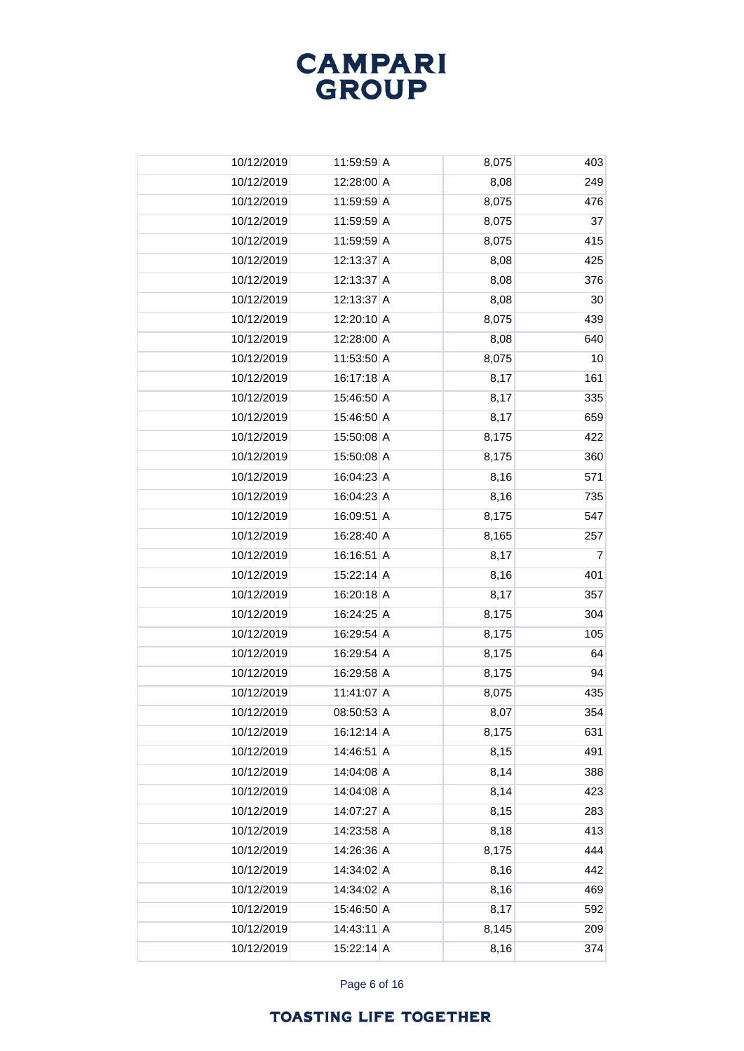# CAMPARI GROUP

| | | | | |
|---|---|---|---|---|
| 10/12/2019 | 11:59:59 | A | 8,075 | 403 |
| 10/12/2019 | 12:28:00 | A | 8,08 | 249 |
| 10/12/2019 | 11:59:59 | A | 8,075 | 476 |
| 10/12/2019 | 11:59:59 | A | 8,075 | 37 |
| 10/12/2019 | 11:59:59 | A | 8,075 | 415 |
| 10/12/2019 | 12:13:37 | A | 8,08 | 425 |
| 10/12/2019 | 12:13:37 | A | 8,08 | 376 |
| 10/12/2019 | 12:13:37 | A | 8,08 | 30 |
| 10/12/2019 | 12:20:10 | A | 8,075 | 439 |
| 10/12/2019 | 12:28:00 | A | 8,08 | 640 |
| 10/12/2019 | 11:53:50 | A | 8,075 | 10 |
| 10/12/2019 | 16:17:18 | A | 8,17 | 161 |
| 10/12/2019 | 15:46:50 | A | 8,17 | 335 |
| 10/12/2019 | 15:46:50 | A | 8,17 | 659 |
| 10/12/2019 | 15:50:08 | A | 8,175 | 422 |
| 10/12/2019 | 15:50:08 | A | 8,175 | 360 |
| 10/12/2019 | 16:04:23 | A | 8,16 | 571 |
| 10/12/2019 | 16:04:23 | A | 8,16 | 735 |
| 10/12/2019 | 16:09:51 | A | 8,175 | 547 |
| 10/12/2019 | 16:28:40 | A | 8,165 | 257 |
| 10/12/2019 | 16:16:51 | A | 8,17 | 7 |
| 10/12/2019 | 15:22:14 | A | 8,16 | 401 |
| 10/12/2019 | 16:20:18 | A | 8,17 | 357 |
| 10/12/2019 | 16:24:25 | A | 8,175 | 304 |
| 10/12/2019 | 16:29:54 | A | 8,175 | 105 |
| 10/12/2019 | 16:29:54 | A | 8,175 | 64 |
| 10/12/2019 | 16:29:58 | A | 8,175 | 94 |
| 10/12/2019 | 11:41:07 | A | 8,075 | 435 |
| 10/12/2019 | 08:50:53 | A | 8,07 | 354 |
| 10/12/2019 | 16:12:14 | A | 8,175 | 631 |
| 10/12/2019 | 14:46:51 | A | 8,15 | 491 |
| 10/12/2019 | 14:04:08 | A | 8,14 | 388 |
| 10/12/2019 | 14:04:08 | A | 8,14 | 423 |
| 10/12/2019 | 14:07:27 | A | 8,15 | 283 |
| 10/12/2019 | 14:23:58 | A | 8,18 | 413 |
| 10/12/2019 | 14:26:36 | A | 8,175 | 444 |
| 10/12/2019 | 14:34:02 | A | 8,16 | 442 |
| 10/12/2019 | 14:34:02 | A | 8,16 | 469 |
| 10/12/2019 | 15:46:50 | A | 8,17 | 592 |
| 10/12/2019 | 14:43:11 | A | 8,145 | 209 |
| 10/12/2019 | 15:22:14 | A | 8,16 | 374 |

TOASTING LIFE TOGETHER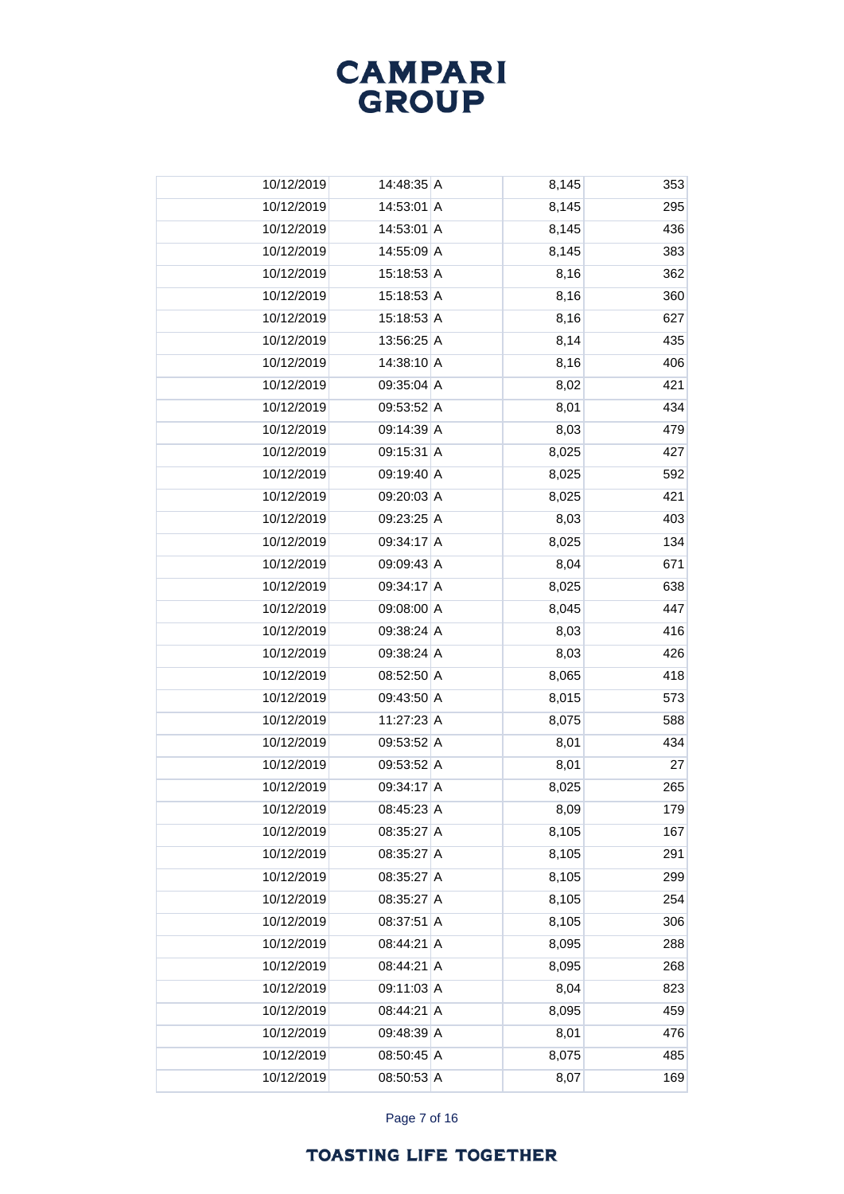| | | | | |
|---|---|---|---|---|
| 10/12/2019 | 14:48:35 | A | 8,145 | 353 |
| 10/12/2019 | 14:53:01 | A | 8,145 | 295 |
| 10/12/2019 | 14:53:01 | A | 8,145 | 436 |
| 10/12/2019 | 14:55:09 | A | 8,145 | 383 |
| 10/12/2019 | 15:18:53 | A | 8,16 | 362 |
| 10/12/2019 | 15:18:53 | A | 8,16 | 360 |
| 10/12/2019 | 15:18:53 | A | 8,16 | 627 |
| 10/12/2019 | 13:56:25 | A | 8,14 | 435 |
| 10/12/2019 | 14:38:10 | A | 8,16 | 406 |
| 10/12/2019 | 09:35:04 | A | 8,02 | 421 |
| 10/12/2019 | 09:53:52 | A | 8,01 | 434 |
| 10/12/2019 | 09:14:39 | A | 8,03 | 479 |
| 10/12/2019 | 09:15:31 | A | 8,025 | 427 |
| 10/12/2019 | 09:19:40 | A | 8,025 | 592 |
| 10/12/2019 | 09:20:03 | A | 8,025 | 421 |
| 10/12/2019 | 09:23:25 | A | 8,03 | 403 |
| 10/12/2019 | 09:34:17 | A | 8,025 | 134 |
| 10/12/2019 | 09:09:43 | A | 8,04 | 671 |
| 10/12/2019 | 09:34:17 | A | 8,025 | 638 |
| 10/12/2019 | 09:08:00 | A | 8,045 | 447 |
| 10/12/2019 | 09:38:24 | A | 8,03 | 416 |
| 10/12/2019 | 09:38:24 | A | 8,03 | 426 |
| 10/12/2019 | 08:52:50 | A | 8,065 | 418 |
| 10/12/2019 | 09:43:50 | A | 8,015 | 573 |
| 10/12/2019 | 11:27:23 | A | 8,075 | 588 |
| 10/12/2019 | 09:53:52 | A | 8,01 | 434 |
| 10/12/2019 | 09:53:52 | A | 8,01 | 27 |
| 10/12/2019 | 09:34:17 | A | 8,025 | 265 |
| 10/12/2019 | 08:45:23 | A | 8,09 | 179 |
| 10/12/2019 | 08:35:27 | A | 8,105 | 167 |
| 10/12/2019 | 08:35:27 | A | 8,105 | 291 |
| 10/12/2019 | 08:35:27 | A | 8,105 | 299 |
| 10/12/2019 | 08:35:27 | A | 8,105 | 254 |
| 10/12/2019 | 08:37:51 | A | 8,105 | 306 |
| 10/12/2019 | 08:44:21 | A | 8,095 | 288 |
| 10/12/2019 | 08:44:21 | A | 8,095 | 268 |
| 10/12/2019 | 09:11:03 | A | 8,04 | 823 |
| 10/12/2019 | 08:44:21 | A | 8,095 | 459 |
| 10/12/2019 | 09:48:39 | A | 8,01 | 476 |
| 10/12/2019 | 08:50:45 | A | 8,075 | 485 |
| 10/12/2019 | 08:50:53 | A | 8,07 | 169 |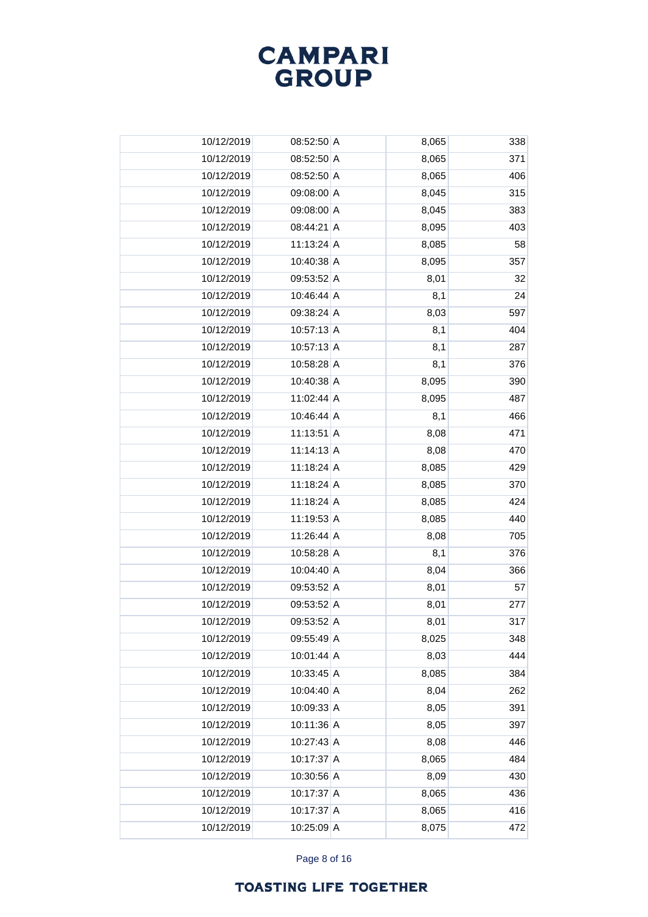| | | | | |
|---|---|---|---|---|
| 10/12/2019 | 08:52:50 | A | 8,065 | 338 |
| 10/12/2019 | 08:52:50 | A | 8,065 | 371 |
| 10/12/2019 | 08:52:50 | A | 8,065 | 406 |
| 10/12/2019 | 09:08:00 | A | 8,045 | 315 |
| 10/12/2019 | 09:08:00 | A | 8,045 | 383 |
| 10/12/2019 | 08:44:21 | A | 8,095 | 403 |
| 10/12/2019 | 11:13:24 | A | 8,085 | 58 |
| 10/12/2019 | 10:40:38 | A | 8,095 | 357 |
| 10/12/2019 | 09:53:52 | A | 8,01 | 32 |
| 10/12/2019 | 10:46:44 | A | 8,1 | 24 |
| 10/12/2019 | 09:38:24 | A | 8,03 | 597 |
| 10/12/2019 | 10:57:13 | A | 8,1 | 404 |
| 10/12/2019 | 10:57:13 | A | 8,1 | 287 |
| 10/12/2019 | 10:58:28 | A | 8,1 | 376 |
| 10/12/2019 | 10:40:38 | A | 8,095 | 390 |
| 10/12/2019 | 11:02:44 | A | 8,095 | 487 |
| 10/12/2019 | 10:46:44 | A | 8,1 | 466 |
| 10/12/2019 | 11:13:51 | A | 8,08 | 471 |
| 10/12/2019 | 11:14:13 | A | 8,08 | 470 |
| 10/12/2019 | 11:18:24 | A | 8,085 | 429 |
| 10/12/2019 | 11:18:24 | A | 8,085 | 370 |
| 10/12/2019 | 11:18:24 | A | 8,085 | 424 |
| 10/12/2019 | 11:19:53 | A | 8,085 | 440 |
| 10/12/2019 | 11:26:44 | A | 8,08 | 705 |
| 10/12/2019 | 10:58:28 | A | 8,1 | 376 |
| 10/12/2019 | 10:04:40 | A | 8,04 | 366 |
| 10/12/2019 | 09:53:52 | A | 8,01 | 57 |
| 10/12/2019 | 09:53:52 | A | 8,01 | 277 |
| 10/12/2019 | 09:53:52 | A | 8,01 | 317 |
| 10/12/2019 | 09:55:49 | A | 8,025 | 348 |
| 10/12/2019 | 10:01:44 | A | 8,03 | 444 |
| 10/12/2019 | 10:33:45 | A | 8,085 | 384 |
| 10/12/2019 | 10:04:40 | A | 8,04 | 262 |
| 10/12/2019 | 10:09:33 | A | 8,05 | 391 |
| 10/12/2019 | 10:11:36 | A | 8,05 | 397 |
| 10/12/2019 | 10:27:43 | A | 8,08 | 446 |
| 10/12/2019 | 10:17:37 | A | 8,065 | 484 |
| 10/12/2019 | 10:30:56 | A | 8,09 | 430 |
| 10/12/2019 | 10:17:37 | A | 8,065 | 436 |
| 10/12/2019 | 10:17:37 | A | 8,065 | 416 |
| 10/12/2019 | 10:25:09 | A | 8,075 | 472 |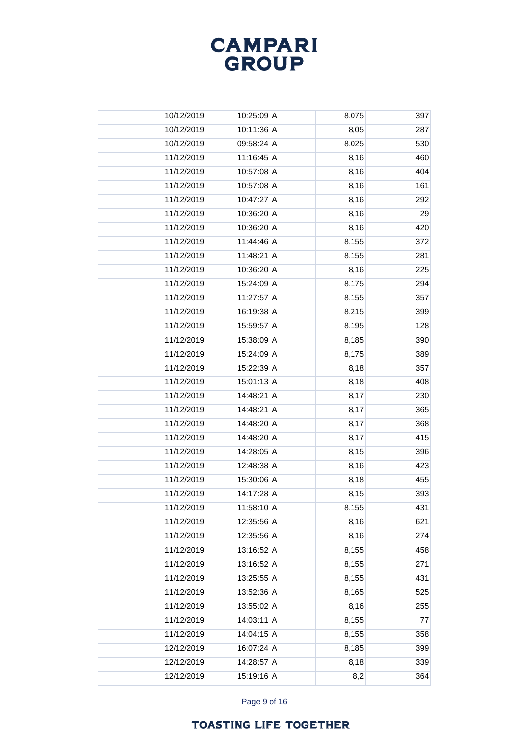| | | | | |
|---|---|---|---|---|
| 10/12/2019 | 10:25:09 | A | 8,075 | 397 |
| 10/12/2019 | 10:11:36 | A | 8,05 | 287 |
| 10/12/2019 | 09:58:24 | A | 8,025 | 530 |
| 11/12/2019 | 11:16:45 | A | 8,16 | 460 |
| 11/12/2019 | 10:57:08 | A | 8,16 | 404 |
| 11/12/2019 | 10:57:08 | A | 8,16 | 161 |
| 11/12/2019 | 10:47:27 | A | 8,16 | 292 |
| 11/12/2019 | 10:36:20 | A | 8,16 | 29 |
| 11/12/2019 | 10:36:20 | A | 8,16 | 420 |
| 11/12/2019 | 11:44:46 | A | 8,155 | 372 |
| 11/12/2019 | 11:48:21 | A | 8,155 | 281 |
| 11/12/2019 | 10:36:20 | A | 8,16 | 225 |
| 11/12/2019 | 15:24:09 | A | 8,175 | 294 |
| 11/12/2019 | 11:27:57 | A | 8,155 | 357 |
| 11/12/2019 | 16:19:38 | A | 8,215 | 399 |
| 11/12/2019 | 15:59:57 | A | 8,195 | 128 |
| 11/12/2019 | 15:38:09 | A | 8,185 | 390 |
| 11/12/2019 | 15:24:09 | A | 8,175 | 389 |
| 11/12/2019 | 15:22:39 | A | 8,18 | 357 |
| 11/12/2019 | 15:01:13 | A | 8,18 | 408 |
| 11/12/2019 | 14:48:21 | A | 8,17 | 230 |
| 11/12/2019 | 14:48:21 | A | 8,17 | 365 |
| 11/12/2019 | 14:48:20 | A | 8,17 | 368 |
| 11/12/2019 | 14:48:20 | A | 8,17 | 415 |
| 11/12/2019 | 14:28:05 | A | 8,15 | 396 |
| 11/12/2019 | 12:48:38 | A | 8,16 | 423 |
| 11/12/2019 | 15:30:06 | A | 8,18 | 455 |
| 11/12/2019 | 14:17:28 | A | 8,15 | 393 |
| 11/12/2019 | 11:58:10 | A | 8,155 | 431 |
| 11/12/2019 | 12:35:56 | A | 8,16 | 621 |
| 11/12/2019 | 12:35:56 | A | 8,16 | 274 |
| 11/12/2019 | 13:16:52 | A | 8,155 | 458 |
| 11/12/2019 | 13:16:52 | A | 8,155 | 271 |
| 11/12/2019 | 13:25:55 | A | 8,155 | 431 |
| 11/12/2019 | 13:52:36 | A | 8,165 | 525 |
| 11/12/2019 | 13:55:02 | A | 8,16 | 255 |
| 11/12/2019 | 14:03:11 | A | 8,155 | 77 |
| 11/12/2019 | 14:04:15 | A | 8,155 | 358 |
| 12/12/2019 | 16:07:24 | A | 8,185 | 399 |
| 12/12/2019 | 14:28:57 | A | 8,18 | 339 |
| 12/12/2019 | 15:19:16 | A | 8,2 | 364 |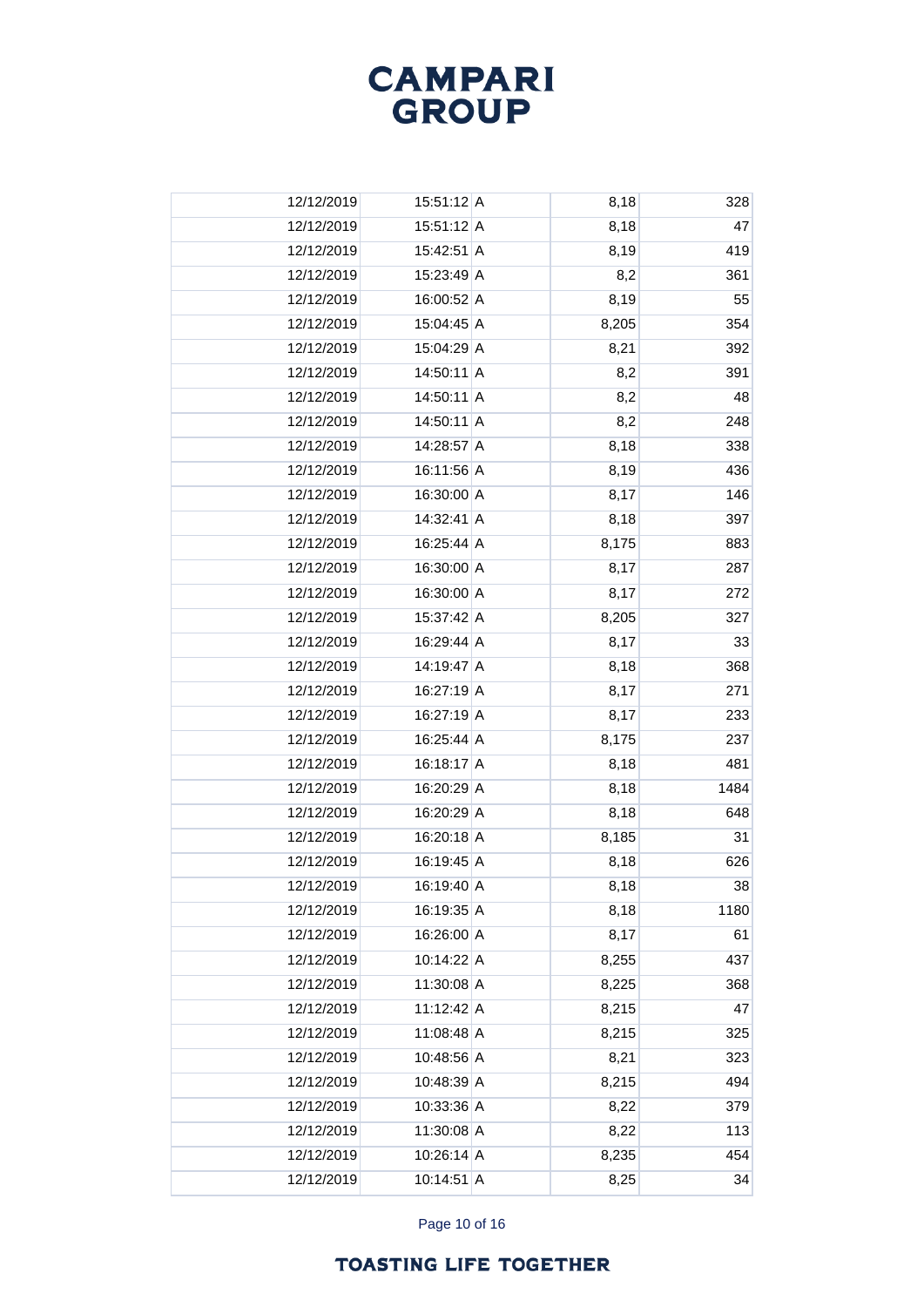| | | | | |
|---|---|---|---|---|
| 12/12/2019 | 15:51:12 | A | 8,18 | 328 |
| 12/12/2019 | 15:51:12 | A | 8,18 | 47 |
| 12/12/2019 | 15:42:51 | A | 8,19 | 419 |
| 12/12/2019 | 15:23:49 | A | 8,2 | 361 |
| 12/12/2019 | 16:00:52 | A | 8,19 | 55 |
| 12/12/2019 | 15:04:45 | A | 8,205 | 354 |
| 12/12/2019 | 15:04:29 | A | 8,21 | 392 |
| 12/12/2019 | 14:50:11 | A | 8,2 | 391 |
| 12/12/2019 | 14:50:11 | A | 8,2 | 48 |
| 12/12/2019 | 14:50:11 | A | 8,2 | 248 |
| 12/12/2019 | 14:28:57 | A | 8,18 | 338 |
| 12/12/2019 | 16:11:56 | A | 8,19 | 436 |
| 12/12/2019 | 16:30:00 | A | 8,17 | 146 |
| 12/12/2019 | 14:32:41 | A | 8,18 | 397 |
| 12/12/2019 | 16:25:44 | A | 8,175 | 883 |
| 12/12/2019 | 16:30:00 | A | 8,17 | 287 |
| 12/12/2019 | 16:30:00 | A | 8,17 | 272 |
| 12/12/2019 | 15:37:42 | A | 8,205 | 327 |
| 12/12/2019 | 16:29:44 | A | 8,17 | 33 |
| 12/12/2019 | 14:19:47 | A | 8,18 | 368 |
| 12/12/2019 | 16:27:19 | A | 8,17 | 271 |
| 12/12/2019 | 16:27:19 | A | 8,17 | 233 |
| 12/12/2019 | 16:25:44 | A | 8,175 | 237 |
| 12/12/2019 | 16:18:17 | A | 8,18 | 481 |
| 12/12/2019 | 16:20:29 | A | 8,18 | 1484 |
| 12/12/2019 | 16:20:29 | A | 8,18 | 648 |
| 12/12/2019 | 16:20:18 | A | 8,185 | 31 |
| 12/12/2019 | 16:19:45 | A | 8,18 | 626 |
| 12/12/2019 | 16:19:40 | A | 8,18 | 38 |
| 12/12/2019 | 16:19:35 | A | 8,18 | 1180 |
| 12/12/2019 | 16:26:00 | A | 8,17 | 61 |
| 12/12/2019 | 10:14:22 | A | 8,255 | 437 |
| 12/12/2019 | 11:30:08 | A | 8,225 | 368 |
| 12/12/2019 | 11:12:42 | A | 8,215 | 47 |
| 12/12/2019 | 11:08:48 | A | 8,215 | 325 |
| 12/12/2019 | 10:48:56 | A | 8,21 | 323 |
| 12/12/2019 | 10:48:39 | A | 8,215 | 494 |
| 12/12/2019 | 10:33:36 | A | 8,22 | 379 |
| 12/12/2019 | 11:30:08 | A | 8,22 | 113 |
| 12/12/2019 | 10:26:14 | A | 8,235 | 454 |
| 12/12/2019 | 10:14:51 | A | 8,25 | 34 |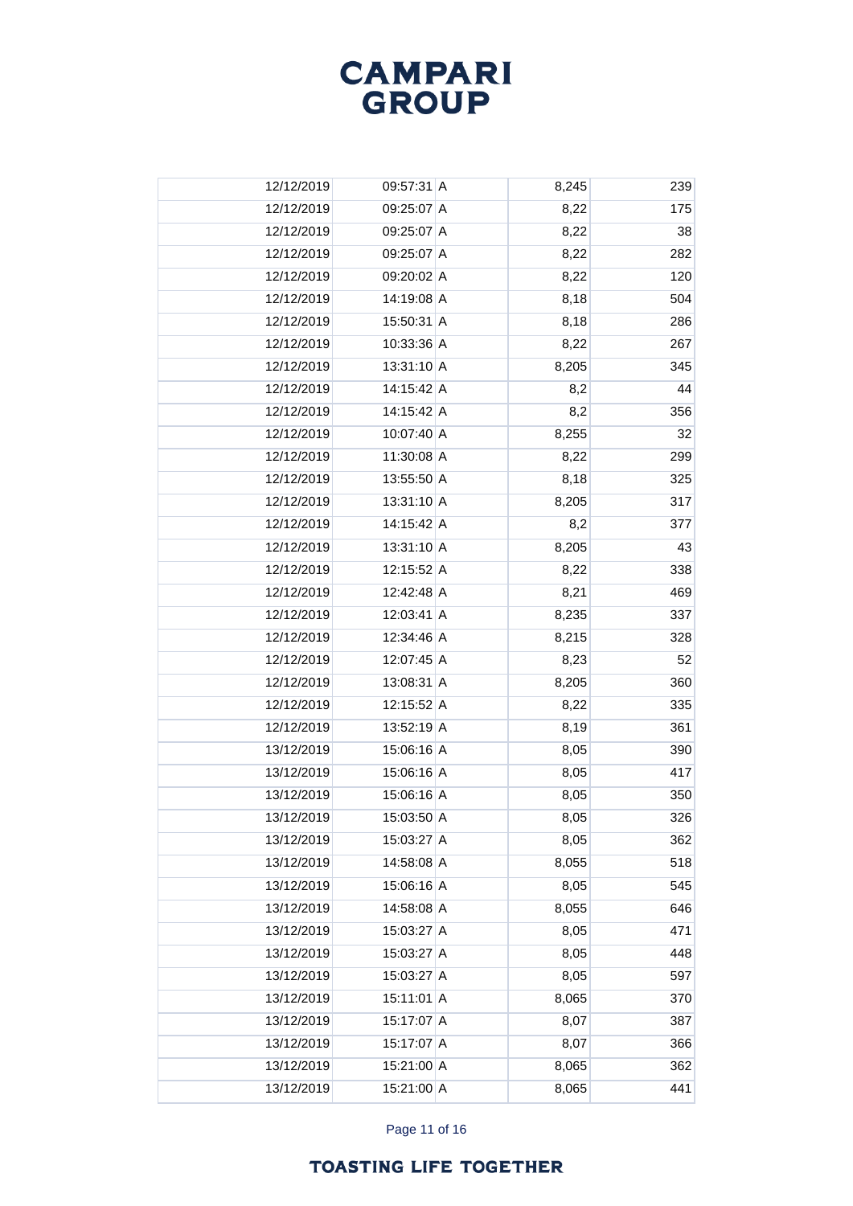| | | | | |
|---|---|---|---|---|
| 12/12/2019 | 09:57:31 | A | 8,245 | 239 |
| 12/12/2019 | 09:25:07 | A | 8,22 | 175 |
| 12/12/2019 | 09:25:07 | A | 8,22 | 38 |
| 12/12/2019 | 09:25:07 | A | 8,22 | 282 |
| 12/12/2019 | 09:20:02 | A | 8,22 | 120 |
| 12/12/2019 | 14:19:08 | A | 8,18 | 504 |
| 12/12/2019 | 15:50:31 | A | 8,18 | 286 |
| 12/12/2019 | 10:33:36 | A | 8,22 | 267 |
| 12/12/2019 | 13:31:10 | A | 8,205 | 345 |
| 12/12/2019 | 14:15:42 | A | 8,2 | 44 |
| 12/12/2019 | 14:15:42 | A | 8,2 | 356 |
| 12/12/2019 | 10:07:40 | A | 8,255 | 32 |
| 12/12/2019 | 11:30:08 | A | 8,22 | 299 |
| 12/12/2019 | 13:55:50 | A | 8,18 | 325 |
| 12/12/2019 | 13:31:10 | A | 8,205 | 317 |
| 12/12/2019 | 14:15:42 | A | 8,2 | 377 |
| 12/12/2019 | 13:31:10 | A | 8,205 | 43 |
| 12/12/2019 | 12:15:52 | A | 8,22 | 338 |
| 12/12/2019 | 12:42:48 | A | 8,21 | 469 |
| 12/12/2019 | 12:03:41 | A | 8,235 | 337 |
| 12/12/2019 | 12:34:46 | A | 8,215 | 328 |
| 12/12/2019 | 12:07:45 | A | 8,23 | 52 |
| 12/12/2019 | 13:08:31 | A | 8,205 | 360 |
| 12/12/2019 | 12:15:52 | A | 8,22 | 335 |
| 12/12/2019 | 13:52:19 | A | 8,19 | 361 |
| 13/12/2019 | 15:06:16 | A | 8,05 | 390 |
| 13/12/2019 | 15:06:16 | A | 8,05 | 417 |
| 13/12/2019 | 15:06:16 | A | 8,05 | 350 |
| 13/12/2019 | 15:03:50 | A | 8,05 | 326 |
| 13/12/2019 | 15:03:27 | A | 8,05 | 362 |
| 13/12/2019 | 14:58:08 | A | 8,055 | 518 |
| 13/12/2019 | 15:06:16 | A | 8,05 | 545 |
| 13/12/2019 | 14:58:08 | A | 8,055 | 646 |
| 13/12/2019 | 15:03:27 | A | 8,05 | 471 |
| 13/12/2019 | 15:03:27 | A | 8,05 | 448 |
| 13/12/2019 | 15:03:27 | A | 8,05 | 597 |
| 13/12/2019 | 15:11:01 | A | 8,065 | 370 |
| 13/12/2019 | 15:17:07 | A | 8,07 | 387 |
| 13/12/2019 | 15:17:07 | A | 8,07 | 366 |
| 13/12/2019 | 15:21:00 | A | 8,065 | 362 |
| 13/12/2019 | 15:21:00 | A | 8,065 | 441 |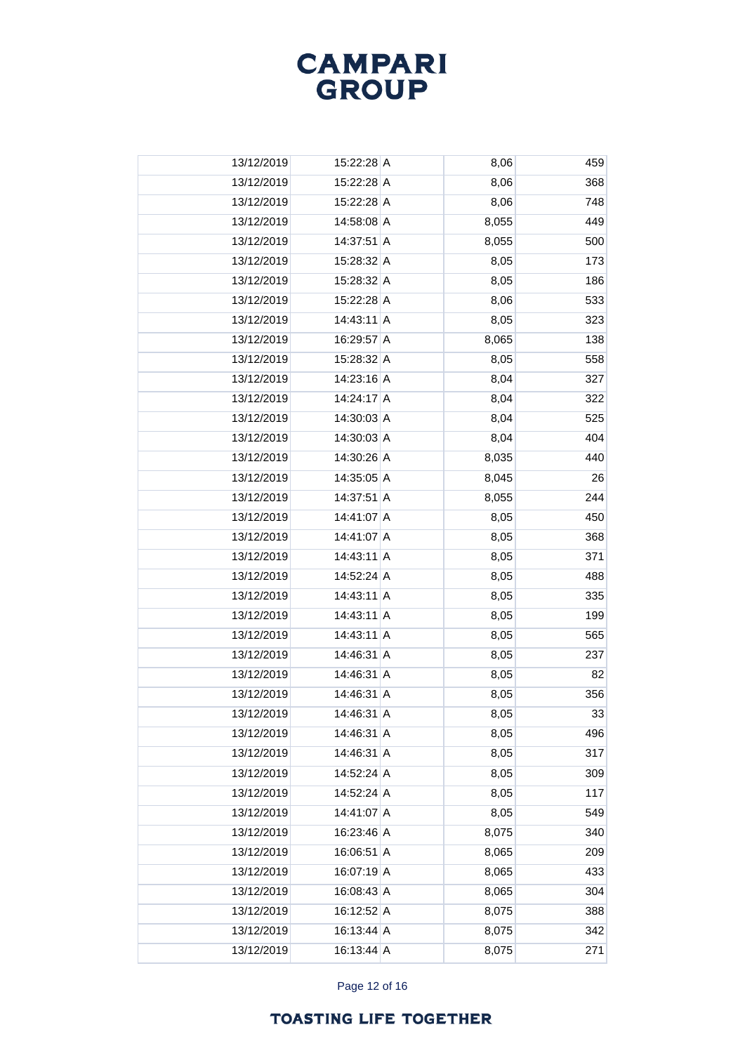| | | | | |
|---|---|---|---|---|
| 13/12/2019 | 15:22:28 | A | 8,06 | 459 |
| 13/12/2019 | 15:22:28 | A | 8,06 | 368 |
| 13/12/2019 | 15:22:28 | A | 8,06 | 748 |
| 13/12/2019 | 14:58:08 | A | 8,055 | 449 |
| 13/12/2019 | 14:37:51 | A | 8,055 | 500 |
| 13/12/2019 | 15:28:32 | A | 8,05 | 173 |
| 13/12/2019 | 15:28:32 | A | 8,05 | 186 |
| 13/12/2019 | 15:22:28 | A | 8,06 | 533 |
| 13/12/2019 | 14:43:11 | A | 8,05 | 323 |
| 13/12/2019 | 16:29:57 | A | 8,065 | 138 |
| 13/12/2019 | 15:28:32 | A | 8,05 | 558 |
| 13/12/2019 | 14:23:16 | A | 8,04 | 327 |
| 13/12/2019 | 14:24:17 | A | 8,04 | 322 |
| 13/12/2019 | 14:30:03 | A | 8,04 | 525 |
| 13/12/2019 | 14:30:03 | A | 8,04 | 404 |
| 13/12/2019 | 14:30:26 | A | 8,035 | 440 |
| 13/12/2019 | 14:35:05 | A | 8,045 | 26 |
| 13/12/2019 | 14:37:51 | A | 8,055 | 244 |
| 13/12/2019 | 14:41:07 | A | 8,05 | 450 |
| 13/12/2019 | 14:41:07 | A | 8,05 | 368 |
| 13/12/2019 | 14:43:11 | A | 8,05 | 371 |
| 13/12/2019 | 14:52:24 | A | 8,05 | 488 |
| 13/12/2019 | 14:43:11 | A | 8,05 | 335 |
| 13/12/2019 | 14:43:11 | A | 8,05 | 199 |
| 13/12/2019 | 14:43:11 | A | 8,05 | 565 |
| 13/12/2019 | 14:46:31 | A | 8,05 | 237 |
| 13/12/2019 | 14:46:31 | A | 8,05 | 82 |
| 13/12/2019 | 14:46:31 | A | 8,05 | 356 |
| 13/12/2019 | 14:46:31 | A | 8,05 | 33 |
| 13/12/2019 | 14:46:31 | A | 8,05 | 496 |
| 13/12/2019 | 14:46:31 | A | 8,05 | 317 |
| 13/12/2019 | 14:52:24 | A | 8,05 | 309 |
| 13/12/2019 | 14:52:24 | A | 8,05 | 117 |
| 13/12/2019 | 14:41:07 | A | 8,05 | 549 |
| 13/12/2019 | 16:23:46 | A | 8,075 | 340 |
| 13/12/2019 | 16:06:51 | A | 8,065 | 209 |
| 13/12/2019 | 16:07:19 | A | 8,065 | 433 |
| 13/12/2019 | 16:08:43 | A | 8,065 | 304 |
| 13/12/2019 | 16:12:52 | A | 8,075 | 388 |
| 13/12/2019 | 16:13:44 | A | 8,075 | 342 |
| 13/12/2019 | 16:13:44 | A | 8,075 | 271 |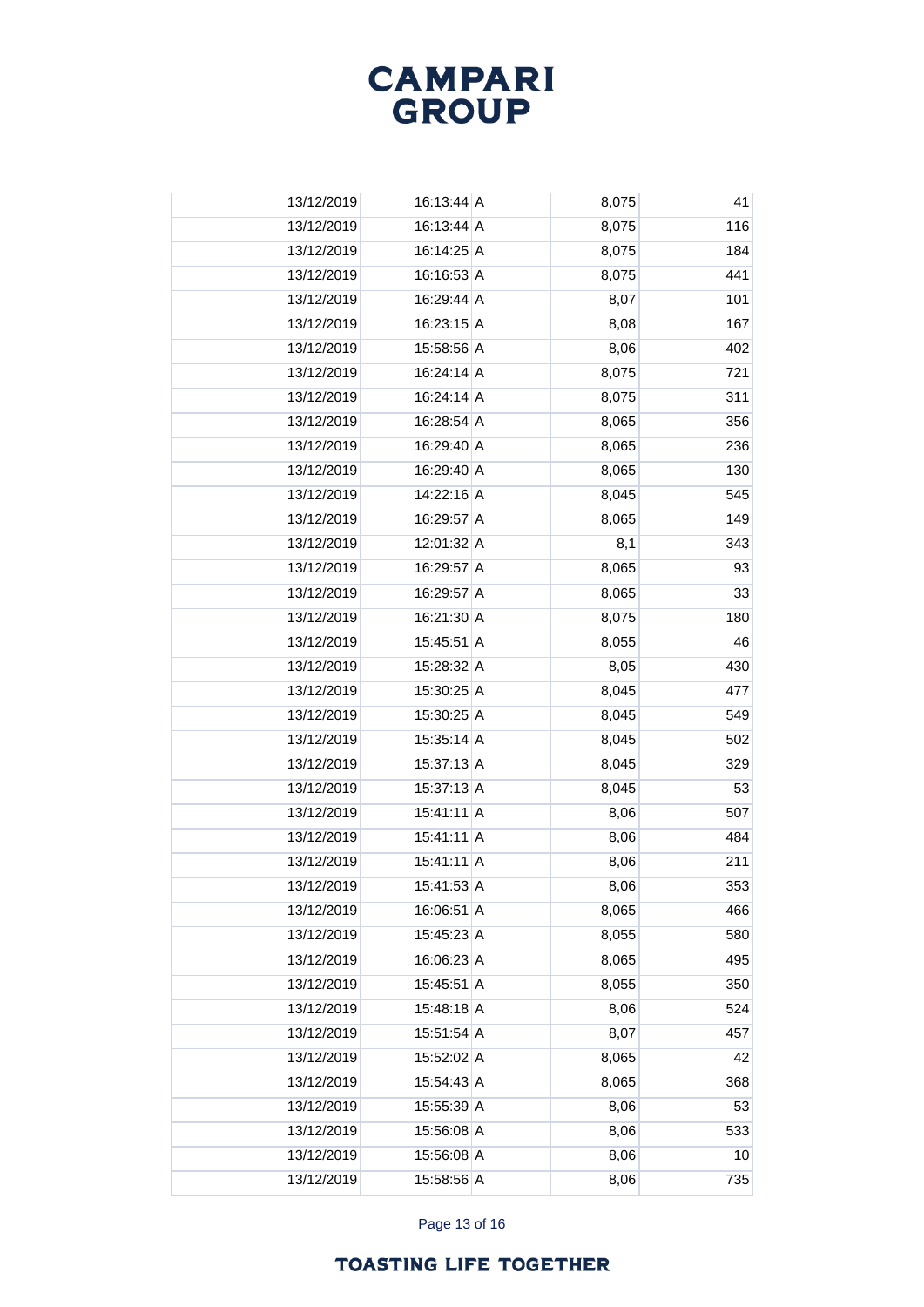| | | | | |
|---|---|---|---|---|
| 13/12/2019 | 16:13:44 | A | 8,075 | 41 |
| 13/12/2019 | 16:13:44 | A | 8,075 | 116 |
| 13/12/2019 | 16:14:25 | A | 8,075 | 184 |
| 13/12/2019 | 16:16:53 | A | 8,075 | 441 |
| 13/12/2019 | 16:29:44 | A | 8,07 | 101 |
| 13/12/2019 | 16:23:15 | A | 8,08 | 167 |
| 13/12/2019 | 15:58:56 | A | 8,06 | 402 |
| 13/12/2019 | 16:24:14 | A | 8,075 | 721 |
| 13/12/2019 | 16:24:14 | A | 8,075 | 311 |
| 13/12/2019 | 16:28:54 | A | 8,065 | 356 |
| 13/12/2019 | 16:29:40 | A | 8,065 | 236 |
| 13/12/2019 | 16:29:40 | A | 8,065 | 130 |
| 13/12/2019 | 14:22:16 | A | 8,045 | 545 |
| 13/12/2019 | 16:29:57 | A | 8,065 | 149 |
| 13/12/2019 | 12:01:32 | A | 8,1 | 343 |
| 13/12/2019 | 16:29:57 | A | 8,065 | 93 |
| 13/12/2019 | 16:29:57 | A | 8,065 | 33 |
| 13/12/2019 | 16:21:30 | A | 8,075 | 180 |
| 13/12/2019 | 15:45:51 | A | 8,055 | 46 |
| 13/12/2019 | 15:28:32 | A | 8,05 | 430 |
| 13/12/2019 | 15:30:25 | A | 8,045 | 477 |
| 13/12/2019 | 15:30:25 | A | 8,045 | 549 |
| 13/12/2019 | 15:35:14 | A | 8,045 | 502 |
| 13/12/2019 | 15:37:13 | A | 8,045 | 329 |
| 13/12/2019 | 15:37:13 | A | 8,045 | 53 |
| 13/12/2019 | 15:41:11 | A | 8,06 | 507 |
| 13/12/2019 | 15:41:11 | A | 8,06 | 484 |
| 13/12/2019 | 15:41:11 | A | 8,06 | 211 |
| 13/12/2019 | 15:41:53 | A | 8,06 | 353 |
| 13/12/2019 | 16:06:51 | A | 8,065 | 466 |
| 13/12/2019 | 15:45:23 | A | 8,055 | 580 |
| 13/12/2019 | 16:06:23 | A | 8,065 | 495 |
| 13/12/2019 | 15:45:51 | A | 8,055 | 350 |
| 13/12/2019 | 15:48:18 | A | 8,06 | 524 |
| 13/12/2019 | 15:51:54 | A | 8,07 | 457 |
| 13/12/2019 | 15:52:02 | A | 8,065 | 42 |
| 13/12/2019 | 15:54:43 | A | 8,065 | 368 |
| 13/12/2019 | 15:55:39 | A | 8,06 | 53 |
| 13/12/2019 | 15:56:08 | A | 8,06 | 533 |
| 13/12/2019 | 15:56:08 | A | 8,06 | 10 |
| 13/12/2019 | 15:58:56 | A | 8,06 | 735 |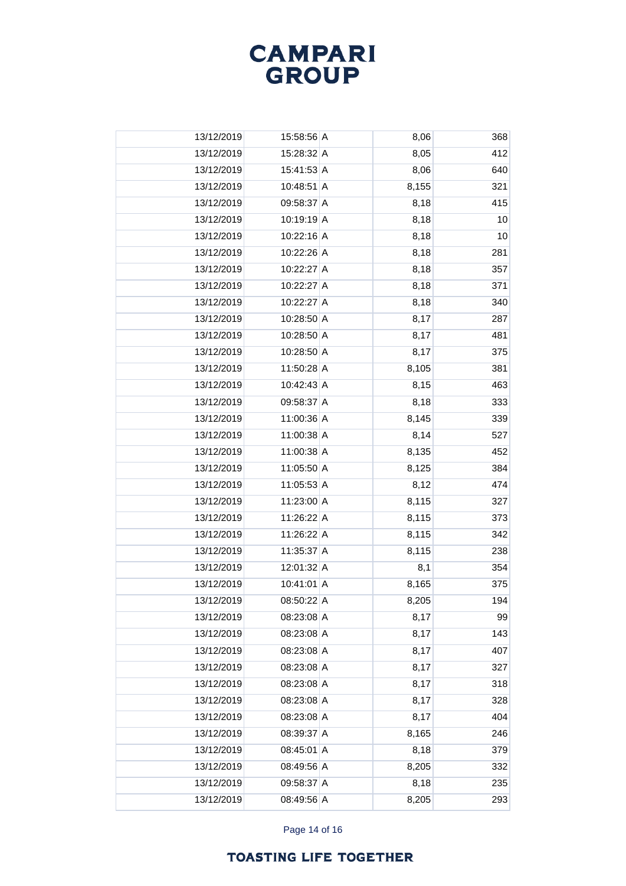| | | | | |
|---|---|---|---|---|
| 13/12/2019 | 15:58:56 | A | 8,06 | 368 |
| 13/12/2019 | 15:28:32 | A | 8,05 | 412 |
| 13/12/2019 | 15:41:53 | A | 8,06 | 640 |
| 13/12/2019 | 10:48:51 | A | 8,155 | 321 |
| 13/12/2019 | 09:58:37 | A | 8,18 | 415 |
| 13/12/2019 | 10:19:19 | A | 8,18 | 10 |
| 13/12/2019 | 10:22:16 | A | 8,18 | 10 |
| 13/12/2019 | 10:22:26 | A | 8,18 | 281 |
| 13/12/2019 | 10:22:27 | A | 8,18 | 357 |
| 13/12/2019 | 10:22:27 | A | 8,18 | 371 |
| 13/12/2019 | 10:22:27 | A | 8,18 | 340 |
| 13/12/2019 | 10:28:50 | A | 8,17 | 287 |
| 13/12/2019 | 10:28:50 | A | 8,17 | 481 |
| 13/12/2019 | 10:28:50 | A | 8,17 | 375 |
| 13/12/2019 | 11:50:28 | A | 8,105 | 381 |
| 13/12/2019 | 10:42:43 | A | 8,15 | 463 |
| 13/12/2019 | 09:58:37 | A | 8,18 | 333 |
| 13/12/2019 | 11:00:36 | A | 8,145 | 339 |
| 13/12/2019 | 11:00:38 | A | 8,14 | 527 |
| 13/12/2019 | 11:00:38 | A | 8,135 | 452 |
| 13/12/2019 | 11:05:50 | A | 8,125 | 384 |
| 13/12/2019 | 11:05:53 | A | 8,12 | 474 |
| 13/12/2019 | 11:23:00 | A | 8,115 | 327 |
| 13/12/2019 | 11:26:22 | A | 8,115 | 373 |
| 13/12/2019 | 11:26:22 | A | 8,115 | 342 |
| 13/12/2019 | 11:35:37 | A | 8,115 | 238 |
| 13/12/2019 | 12:01:32 | A | 8,1 | 354 |
| 13/12/2019 | 10:41:01 | A | 8,165 | 375 |
| 13/12/2019 | 08:50:22 | A | 8,205 | 194 |
| 13/12/2019 | 08:23:08 | A | 8,17 | 99 |
| 13/12/2019 | 08:23:08 | A | 8,17 | 143 |
| 13/12/2019 | 08:23:08 | A | 8,17 | 407 |
| 13/12/2019 | 08:23:08 | A | 8,17 | 327 |
| 13/12/2019 | 08:23:08 | A | 8,17 | 318 |
| 13/12/2019 | 08:23:08 | A | 8,17 | 328 |
| 13/12/2019 | 08:23:08 | A | 8,17 | 404 |
| 13/12/2019 | 08:39:37 | A | 8,165 | 246 |
| 13/12/2019 | 08:45:01 | A | 8,18 | 379 |
| 13/12/2019 | 08:49:56 | A | 8,205 | 332 |
| 13/12/2019 | 09:58:37 | A | 8,18 | 235 |
| 13/12/2019 | 08:49:56 | A | 8,205 | 293 |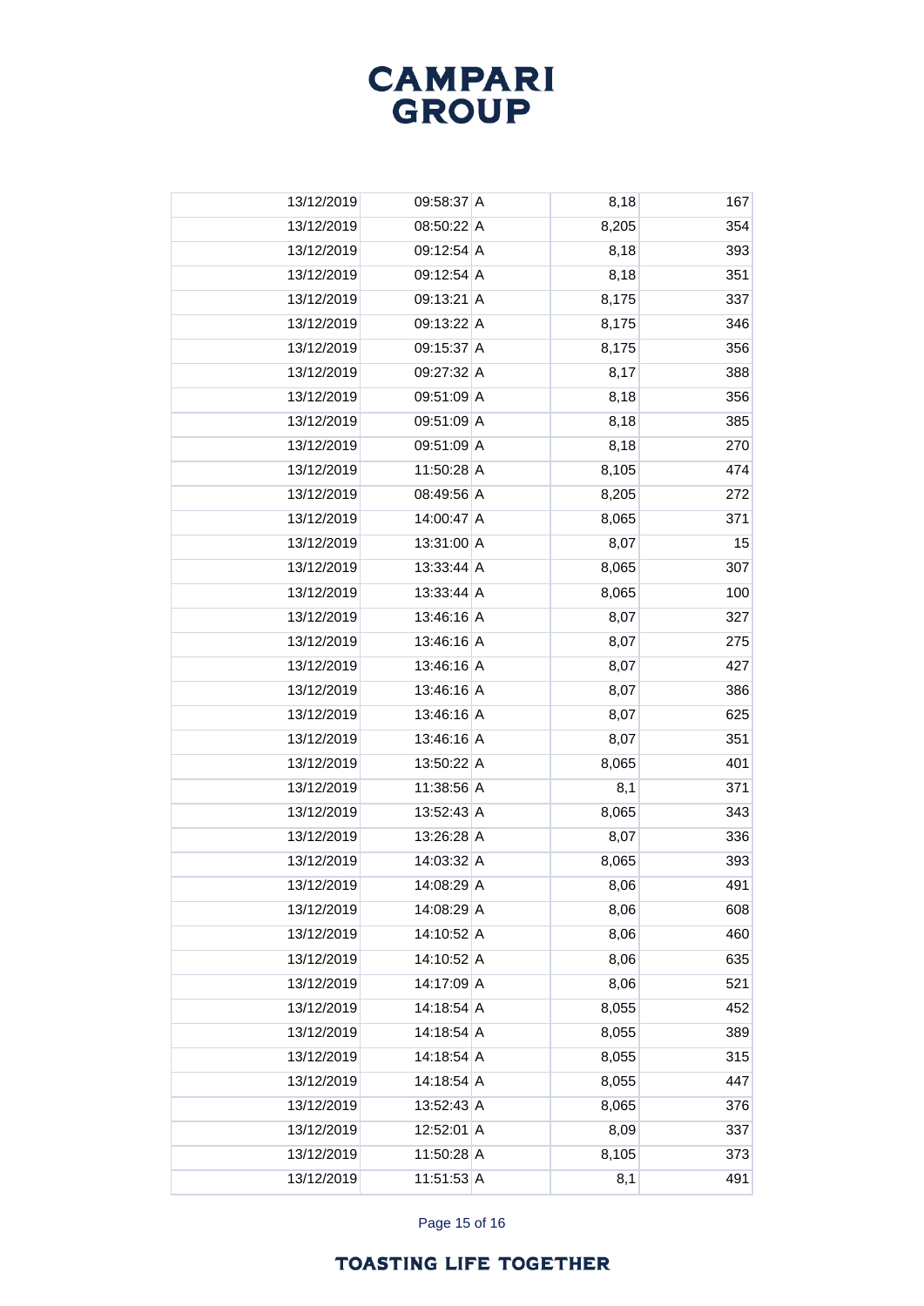| | | | | |
|---|---|---|---|---|
| 13/12/2019 | 09:58:37 | A | 8,18 | 167 |
| 13/12/2019 | 08:50:22 | A | 8,205 | 354 |
| 13/12/2019 | 09:12:54 | A | 8,18 | 393 |
| 13/12/2019 | 09:12:54 | A | 8,18 | 351 |
| 13/12/2019 | 09:13:21 | A | 8,175 | 337 |
| 13/12/2019 | 09:13:22 | A | 8,175 | 346 |
| 13/12/2019 | 09:15:37 | A | 8,175 | 356 |
| 13/12/2019 | 09:27:32 | A | 8,17 | 388 |
| 13/12/2019 | 09:51:09 | A | 8,18 | 356 |
| 13/12/2019 | 09:51:09 | A | 8,18 | 385 |
| 13/12/2019 | 09:51:09 | A | 8,18 | 270 |
| 13/12/2019 | 11:50:28 | A | 8,105 | 474 |
| 13/12/2019 | 08:49:56 | A | 8,205 | 272 |
| 13/12/2019 | 14:00:47 | A | 8,065 | 371 |
| 13/12/2019 | 13:31:00 | A | 8,07 | 15 |
| 13/12/2019 | 13:33:44 | A | 8,065 | 307 |
| 13/12/2019 | 13:33:44 | A | 8,065 | 100 |
| 13/12/2019 | 13:46:16 | A | 8,07 | 327 |
| 13/12/2019 | 13:46:16 | A | 8,07 | 275 |
| 13/12/2019 | 13:46:16 | A | 8,07 | 427 |
| 13/12/2019 | 13:46:16 | A | 8,07 | 386 |
| 13/12/2019 | 13:46:16 | A | 8,07 | 625 |
| 13/12/2019 | 13:46:16 | A | 8,07 | 351 |
| 13/12/2019 | 13:50:22 | A | 8,065 | 401 |
| 13/12/2019 | 11:38:56 | A | 8,1 | 371 |
| 13/12/2019 | 13:52:43 | A | 8,065 | 343 |
| 13/12/2019 | 13:26:28 | A | 8,07 | 336 |
| 13/12/2019 | 14:03:32 | A | 8,065 | 393 |
| 13/12/2019 | 14:08:29 | A | 8,06 | 491 |
| 13/12/2019 | 14:08:29 | A | 8,06 | 608 |
| 13/12/2019 | 14:10:52 | A | 8,06 | 460 |
| 13/12/2019 | 14:10:52 | A | 8,06 | 635 |
| 13/12/2019 | 14:17:09 | A | 8,06 | 521 |
| 13/12/2019 | 14:18:54 | A | 8,055 | 452 |
| 13/12/2019 | 14:18:54 | A | 8,055 | 389 |
| 13/12/2019 | 14:18:54 | A | 8,055 | 315 |
| 13/12/2019 | 14:18:54 | A | 8,055 | 447 |
| 13/12/2019 | 13:52:43 | A | 8,065 | 376 |
| 13/12/2019 | 12:52:01 | A | 8,09 | 337 |
| 13/12/2019 | 11:50:28 | A | 8,105 | 373 |
| 13/12/2019 | 11:51:53 | A | 8,1 | 491 |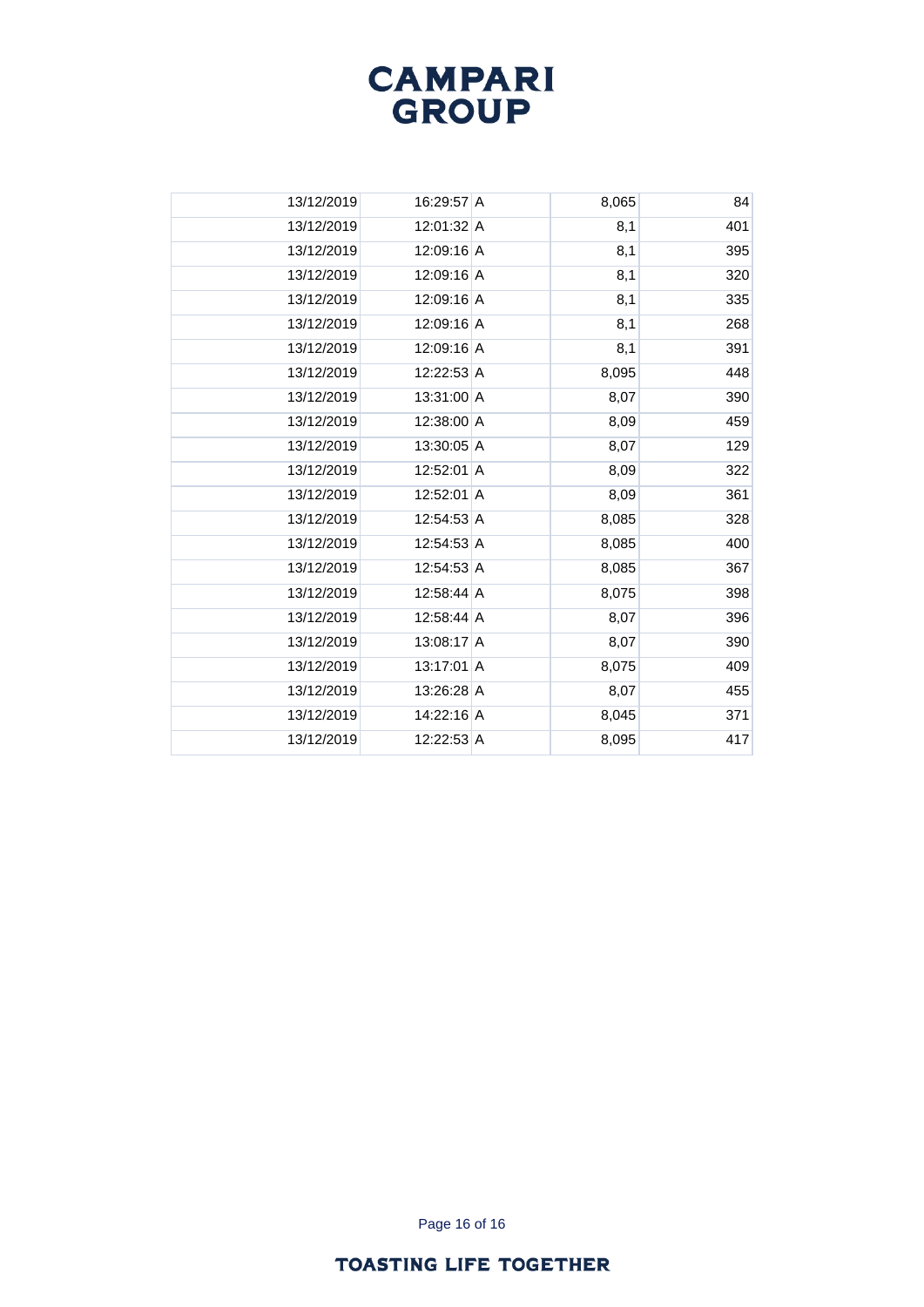| | | | | |
|---|---|---|---|---|
| 13/12/2019 | 16:29:57 | A | 8,065 | 84 |
| 13/12/2019 | 12:01:32 | A | 8,1 | 401 |
| 13/12/2019 | 12:09:16 | A | 8,1 | 395 |
| 13/12/2019 | 12:09:16 | A | 8,1 | 320 |
| 13/12/2019 | 12:09:16 | A | 8,1 | 335 |
| 13/12/2019 | 12:09:16 | A | 8,1 | 268 |
| 13/12/2019 | 12:09:16 | A | 8,1 | 391 |
| 13/12/2019 | 12:22:53 | A | 8,095 | 448 |
| 13/12/2019 | 13:31:00 | A | 8,07 | 390 |
| 13/12/2019 | 12:38:00 | A | 8,09 | 459 |
| 13/12/2019 | 13:30:05 | A | 8,07 | 129 |
| 13/12/2019 | 12:52:01 | A | 8,09 | 322 |
| 13/12/2019 | 12:52:01 | A | 8,09 | 361 |
| 13/12/2019 | 12:54:53 | A | 8,085 | 328 |
| 13/12/2019 | 12:54:53 | A | 8,085 | 400 |
| 13/12/2019 | 12:54:53 | A | 8,085 | 367 |
| 13/12/2019 | 12:58:44 | A | 8,075 | 398 |
| 13/12/2019 | 12:58:44 | A | 8,07 | 396 |
| 13/12/2019 | 13:08:17 | A | 8,07 | 390 |
| 13/12/2019 | 13:17:01 | A | 8,075 | 409 |
| 13/12/2019 | 13:26:28 | A | 8,07 | 455 |
| 13/12/2019 | 14:22:16 | A | 8,045 | 371 |
| 13/12/2019 | 12:22:53 | A | 8,095 | 417 |